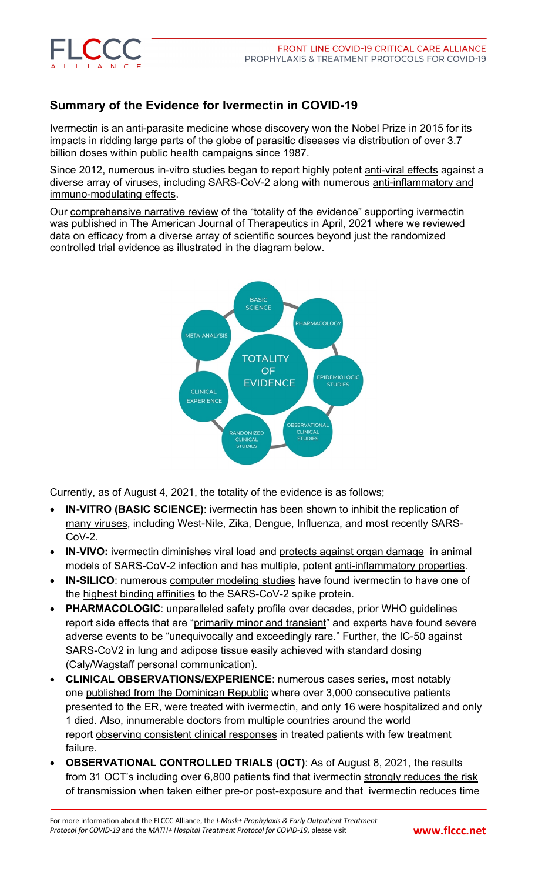## Summary of the Evidence for Ivermectin in COVID-19

Ivermectin is an anti-parasite medicine whose discovery won the Nobel Prize in 2015 for its impacts in ridding large parts of the globe of parasitic diseases via distribution of over 3.7 billion doses within public health campaigns since 1987.

Since 2012, numerous in-vitro studies began to report highly potent anti-viral effects against a diverse array of viruses, including SARS-CoV-2 along with numerous anti-inflammatory and immuno-modulating effects.

Our comprehensive narrative review of the "totality of the evidence" supporting ivermectin was published in The American Journal of Therapeutics in April, 2021 where we reviewed data on efficacy from a diverse array of scientific sources beyond just the randomized controlled trial evidence as illustrated in the diagram below.

TOTALITY OF EVIDENCE: BASIC SCIENCE, PHARMACOLOGY, EPIDEMIOLOGIC STUDIES, OBSERVATIONAL CLINICAL STUDIES, RANDOMIZED CLINICAL STUDIES, CLINICAL EXPERIENCE, META-ANALYSIS

Currently, as of August 4, 2021, the totality of the evidence is as follows;

- **IN-VITRO (BASIC SCIENCE)**: ivermectin has been shown to inhibit the replication of many viruses, including West-Nile, Zika, Dengue, Influenza, and most recently SARS-CoV-2.
- **IN-VIVO:** ivermectin diminishes viral load and protects against organ damage in animal models of SARS-CoV-2 infection and has multiple, potent anti-inflammatory properties.
- **IN-SILICO**: numerous computer modeling studies have found ivermectin to have one of the highest binding affinities to the SARS-CoV-2 spike protein.
- **PHARMACOLOGIC**: unparalleled safety profile over decades, prior WHO guidelines report side effects that are "primarily minor and transient" and experts have found severe adverse events to be "unequivocally and exceedingly rare." Further, the IC-50 against SARS-CoV2 in lung and adipose tissue easily achieved with standard dosing (Caly/Wagstaff personal communication).
- **CLINICAL OBSERVATIONS/EXPERIENCE**: numerous cases series, most notably one published from the Dominican Republic where over 3,000 consecutive patients presented to the ER, were treated with ivermectin, and only 16 were hospitalized and only 1 died. Also, innumerable doctors from multiple countries around the world report observing consistent clinical responses in treated patients with few treatment failure.
- **OBSERVATIONAL CONTROLLED TRIALS (OCT)**: As of August 8, 2021, the results from 31 OCT's including over 6,800 patients find that ivermectin strongly reduces the risk of transmission when taken either pre-or post-exposure and that ivermectin reduces time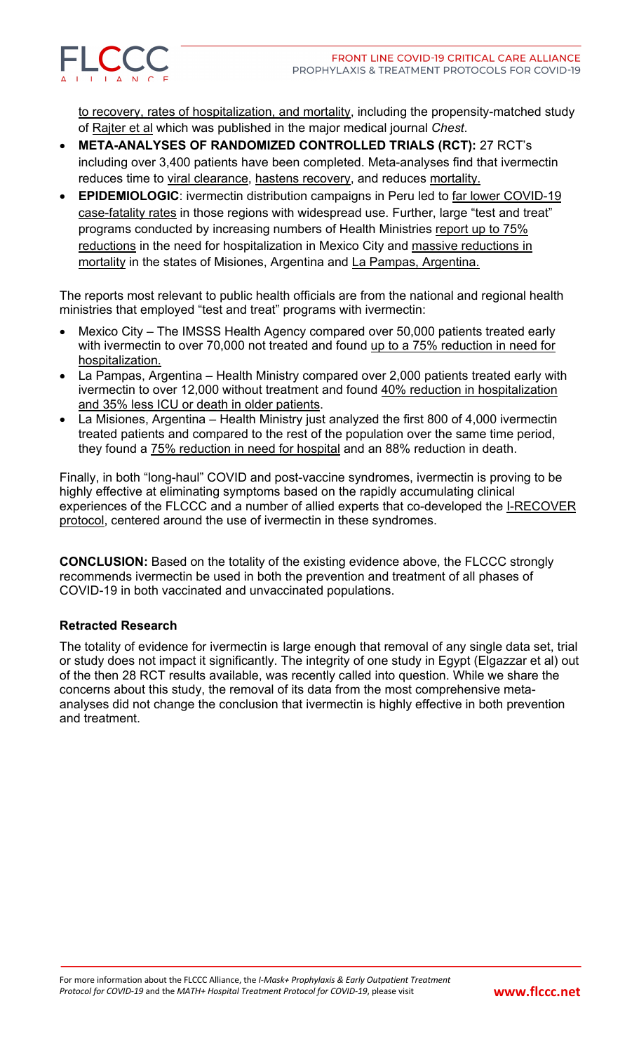to recovery, rates of hospitalization, and mortality, including the propensity-matched study of Rajter et al which was published in the major medical journal *Chest*.

- **META-ANALYSES OF RANDOMIZED CONTROLLED TRIALS (RCT):** 27 RCT's including over 3,400 patients have been completed. Meta-analyses find that ivermectin reduces time to viral clearance, hastens recovery, and reduces mortality.
- **EPIDEMIOLOGIC**: ivermectin distribution campaigns in Peru led to far lower COVID-19 case-fatality rates in those regions with widespread use. Further, large "test and treat" programs conducted by increasing numbers of Health Ministries report up to 75% reductions in the need for hospitalization in Mexico City and massive reductions in mortality in the states of Misiones, Argentina and La Pampas, Argentina.

The reports most relevant to public health officials are from the national and regional health ministries that employed "test and treat" programs with ivermectin:

- Mexico City – The IMSSS Health Agency compared over 50,000 patients treated early with ivermectin to over 70,000 not treated and found up to a 75% reduction in need for hospitalization.
- La Pampas, Argentina – Health Ministry compared over 2,000 patients treated early with ivermectin to over 12,000 without treatment and found 40% reduction in hospitalization and 35% less ICU or death in older patients.
- La Misiones, Argentina – Health Ministry just analyzed the first 800 of 4,000 ivermectin treated patients and compared to the rest of the population over the same time period, they found a 75% reduction in need for hospital and an 88% reduction in death.

Finally, in both "long-haul" COVID and post-vaccine syndromes, ivermectin is proving to be highly effective at eliminating symptoms based on the rapidly accumulating clinical experiences of the FLCCC and a number of allied experts that co-developed the I-RECOVER protocol, centered around the use of ivermectin in these syndromes.

**CONCLUSION:** Based on the totality of the existing evidence above, the FLCCC strongly recommends ivermectin be used in both the prevention and treatment of all phases of COVID-19 in both vaccinated and unvaccinated populations.

### Retracted Research

The totality of evidence for ivermectin is large enough that removal of any single data set, trial or study does not impact it significantly. The integrity of one study in Egypt (Elgazzar et al) out of the then 28 RCT results available, was recently called into question. While we share the concerns about this study, the removal of its data from the most comprehensive meta-analyses did not change the conclusion that ivermectin is highly effective in both prevention and treatment.